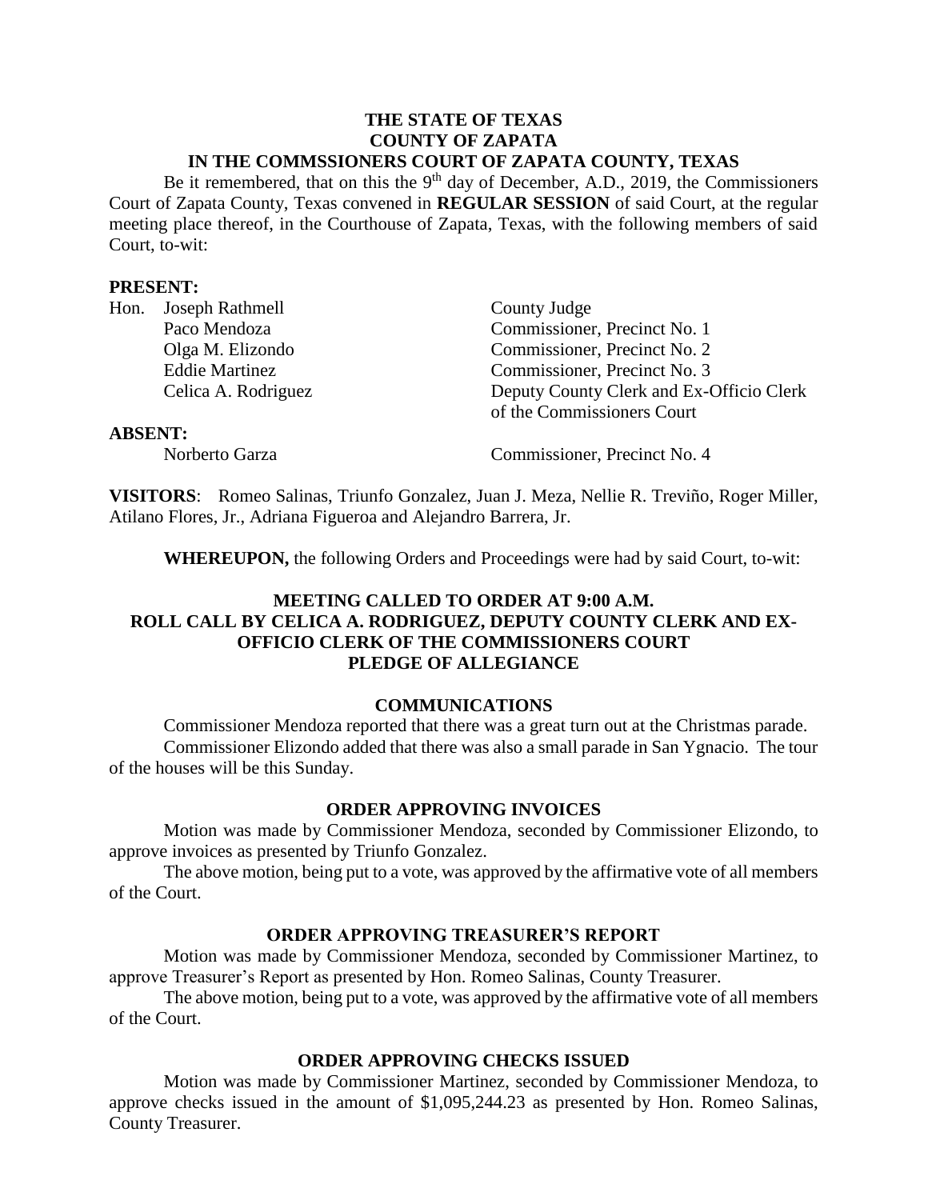**THE STATE OF TEXAS**
**COUNTY OF ZAPATA**
**IN THE COMMSSIONERS COURT OF ZAPATA COUNTY, TEXAS**

Be it remembered, that on this the 9th day of December, A.D., 2019, the Commissioners Court of Zapata County, Texas convened in **REGULAR SESSION** of said Court, at the regular meeting place thereof, in the Courthouse of Zapata, Texas, with the following members of said Court, to-wit:

**PRESENT:**

| | | |
|---|---|---|
| Hon. | Joseph Rathmell | County Judge |
| | Paco Mendoza | Commissioner, Precinct No. 1 |
| | Olga M. Elizondo | Commissioner, Precinct No. 2 |
| | Eddie Martinez | Commissioner, Precinct No. 3 |
| | Celica A. Rodriguez | Deputy County Clerk and Ex-Officio Clerk of the Commissioners Court |

**ABSENT:**

| | |
|---|---|
| Norberto Garza | Commissioner, Precinct No. 4 |

**VISITORS**: Romeo Salinas, Triunfo Gonzalez, Juan J. Meza, Nellie R. Treviño, Roger Miller, Atilano Flores, Jr., Adriana Figueroa and Alejandro Barrera, Jr.

**WHEREUPON,** the following Orders and Proceedings were had by said Court, to-wit:

**MEETING CALLED TO ORDER AT 9:00 A.M.**
**ROLL CALL BY CELICA A. RODRIGUEZ, DEPUTY COUNTY CLERK AND EX-OFFICIO CLERK OF THE COMMISSIONERS COURT**
**PLEDGE OF ALLEGIANCE**

## COMMUNICATIONS

Commissioner Mendoza reported that there was a great turn out at the Christmas parade.

Commissioner Elizondo added that there was also a small parade in San Ygnacio. The tour of the houses will be this Sunday.

## ORDER APPROVING INVOICES

Motion was made by Commissioner Mendoza, seconded by Commissioner Elizondo, to approve invoices as presented by Triunfo Gonzalez.

The above motion, being put to a vote, was approved by the affirmative vote of all members of the Court.

## ORDER APPROVING TREASURER'S REPORT

Motion was made by Commissioner Mendoza, seconded by Commissioner Martinez, to approve Treasurer's Report as presented by Hon. Romeo Salinas, County Treasurer.

The above motion, being put to a vote, was approved by the affirmative vote of all members of the Court.

## ORDER APPROVING CHECKS ISSUED

Motion was made by Commissioner Martinez, seconded by Commissioner Mendoza, to approve checks issued in the amount of $1,095,244.23 as presented by Hon. Romeo Salinas, County Treasurer.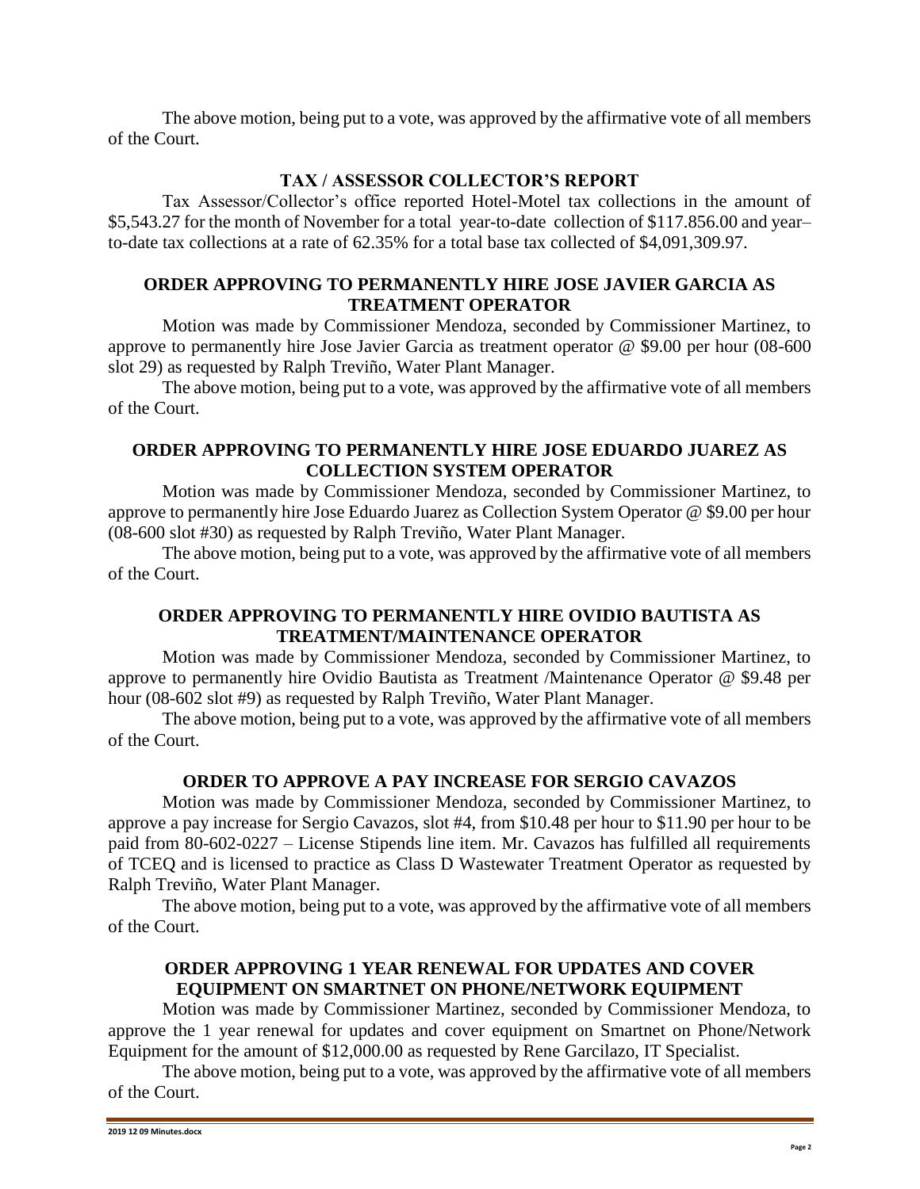The above motion, being put to a vote, was approved by the affirmative vote of all members of the Court.

**TAX / ASSESSOR COLLECTOR'S REPORT**

Tax Assessor/Collector's office reported Hotel-Motel tax collections in the amount of $5,543.27 for the month of November for a total year-to-date collection of $117.856.00 and year–to-date tax collections at a rate of 62.35% for a total base tax collected of $4,091,309.97.

**ORDER APPROVING TO PERMANENTLY HIRE JOSE JAVIER GARCIA AS TREATMENT OPERATOR**

Motion was made by Commissioner Mendoza, seconded by Commissioner Martinez, to approve to permanently hire Jose Javier Garcia as treatment operator @ $9.00 per hour (08-600 slot 29) as requested by Ralph Treviño, Water Plant Manager.

The above motion, being put to a vote, was approved by the affirmative vote of all members of the Court.

**ORDER APPROVING TO PERMANENTLY HIRE JOSE EDUARDO JUAREZ AS COLLECTION SYSTEM OPERATOR**

Motion was made by Commissioner Mendoza, seconded by Commissioner Martinez, to approve to permanently hire Jose Eduardo Juarez as Collection System Operator @ $9.00 per hour (08-600 slot #30) as requested by Ralph Treviño, Water Plant Manager.

The above motion, being put to a vote, was approved by the affirmative vote of all members of the Court.

**ORDER APPROVING TO PERMANENTLY HIRE OVIDIO BAUTISTA AS TREATMENT/MAINTENANCE OPERATOR**

Motion was made by Commissioner Mendoza, seconded by Commissioner Martinez, to approve to permanently hire Ovidio Bautista as Treatment /Maintenance Operator @ $9.48 per hour (08-602 slot #9) as requested by Ralph Treviño, Water Plant Manager.

The above motion, being put to a vote, was approved by the affirmative vote of all members of the Court.

**ORDER TO APPROVE A PAY INCREASE FOR SERGIO CAVAZOS**

Motion was made by Commissioner Mendoza, seconded by Commissioner Martinez, to approve a pay increase for Sergio Cavazos, slot #4, from $10.48 per hour to $11.90 per hour to be paid from 80-602-0227 – License Stipends line item. Mr. Cavazos has fulfilled all requirements of TCEQ and is licensed to practice as Class D Wastewater Treatment Operator as requested by Ralph Treviño, Water Plant Manager.

The above motion, being put to a vote, was approved by the affirmative vote of all members of the Court.

**ORDER APPROVING 1 YEAR RENEWAL FOR UPDATES AND COVER EQUIPMENT ON SMARTNET ON PHONE/NETWORK EQUIPMENT**

Motion was made by Commissioner Martinez, seconded by Commissioner Mendoza, to approve the 1 year renewal for updates and cover equipment on Smartnet on Phone/Network Equipment for the amount of $12,000.00 as requested by Rene Garcilazo, IT Specialist.

The above motion, being put to a vote, was approved by the affirmative vote of all members of the Court.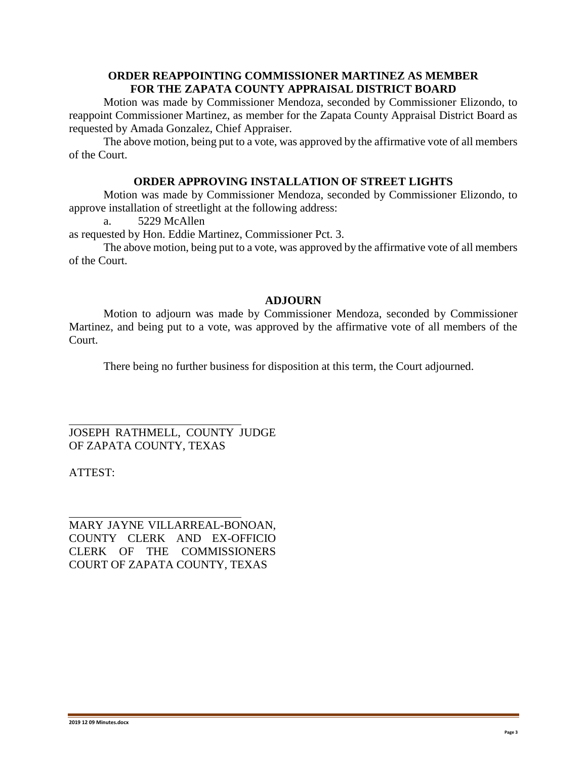**ORDER REAPPOINTING COMMISSIONER MARTINEZ AS MEMBER FOR THE ZAPATA COUNTY APPRAISAL DISTRICT BOARD**

Motion was made by Commissioner Mendoza, seconded by Commissioner Elizondo, to reappoint Commissioner Martinez, as member for the Zapata County Appraisal District Board as requested by Amada Gonzalez, Chief Appraiser.

The above motion, being put to a vote, was approved by the affirmative vote of all members of the Court.

**ORDER APPROVING INSTALLATION OF STREET LIGHTS**

Motion was made by Commissioner Mendoza, seconded by Commissioner Elizondo, to approve installation of streetlight at the following address:

a. 5229 McAllen

as requested by Hon. Eddie Martinez, Commissioner Pct. 3.

The above motion, being put to a vote, was approved by the affirmative vote of all members of the Court.

**ADJOURN**

Motion to adjourn was made by Commissioner Mendoza, seconded by Commissioner Martinez, and being put to a vote, was approved by the affirmative vote of all members of the Court.

There being no further business for disposition at this term, the Court adjourned.

\_\_\_\_\_\_\_\_\_\_\_\_\_\_\_\_\_\_\_\_\_\_\_\_\_\_\_\_\_\_

JOSEPH RATHMELL, COUNTY JUDGE
OF ZAPATA COUNTY, TEXAS

ATTEST:

\_\_\_\_\_\_\_\_\_\_\_\_\_\_\_\_\_\_\_\_\_\_\_\_\_\_\_\_\_\_

MARY JAYNE VILLARREAL-BONOAN,
COUNTY CLERK AND EX-OFFICIO
CLERK OF THE COMMISSIONERS
COURT OF ZAPATA COUNTY, TEXAS